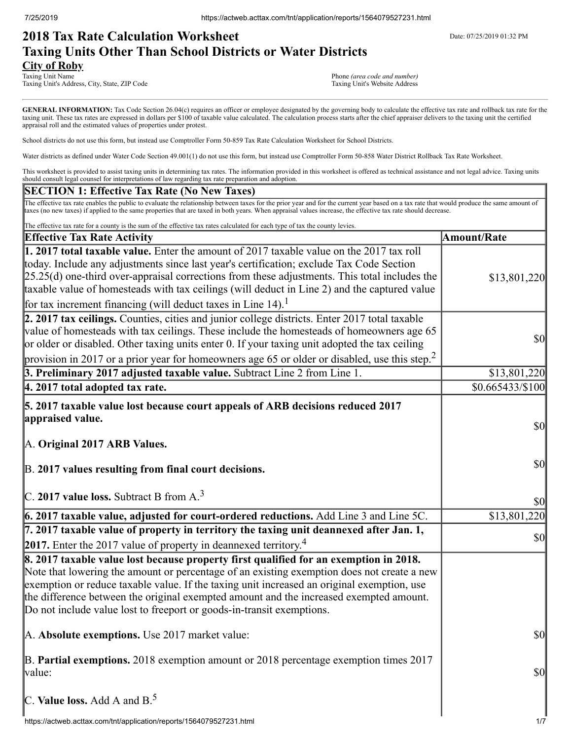# 2018 Tax Rate Calculation Worksheet
# Taxing Units Other Than School Districts or Water Districts

Date: 07/25/2019 01:32 PM

**City of Roby**
Taxing Unit Name
Taxing Unit's Address, City, State, ZIP Code

Phone *(area code and number)*
Taxing Unit's Website Address

**GENERAL INFORMATION:** Tax Code Section 26.04(c) requires an officer or employee designated by the governing body to calculate the effective tax rate and rollback tax rate for the taxing unit. These tax rates are expressed in dollars per $100 of taxable value calculated. The calculation process starts after the chief appraiser delivers to the taxing unit the certified appraisal roll and the estimated values of properties under protest.

School districts do not use this form, but instead use Comptroller Form 50-859 Tax Rate Calculation Worksheet for School Districts.

Water districts as defined under Water Code Section 49.001(1) do not use this form, but instead use Comptroller Form 50-858 Water District Rollback Tax Rate Worksheet.

This worksheet is provided to assist taxing units in determining tax rates. The information provided in this worksheet is offered as technical assistance and not legal advice. Taxing units should consult legal counsel for interpretations of law regarding tax rate preparation and adoption.

## SECTION 1: Effective Tax Rate (No New Taxes)

The effective tax rate enables the public to evaluate the relationship between taxes for the prior year and for the current year based on a tax rate that would produce the same amount of taxes (no new taxes) if applied to the same properties that are taxed in both years. When appraisal values increase, the effective tax rate should decrease.

The effective tax rate for a county is the sum of the effective tax rates calculated for each type of tax the county levies.

| Effective Tax Rate Activity | Amount/Rate |
|---|---|
| **1. 2017 total taxable value.** Enter the amount of 2017 taxable value on the 2017 tax roll today. Include any adjustments since last year's certification; exclude Tax Code Section 25.25(d) one-third over-appraisal corrections from these adjustments. This total includes the taxable value of homesteads with tax ceilings (will deduct in Line 2) and the captured value for tax increment financing (will deduct taxes in Line 14).[1] | $13,801,220 |
| **2. 2017 tax ceilings.** Counties, cities and junior college districts. Enter 2017 total taxable value of homesteads with tax ceilings. These include the homesteads of homeowners age 65 or older or disabled. Other taxing units enter 0. If your taxing unit adopted the tax ceiling provision in 2017 or a prior year for homeowners age 65 or older or disabled, use this step.[2] | $0 |
| **3. Preliminary 2017 adjusted taxable value.** Subtract Line 2 from Line 1. | $13,801,220 |
| **4. 2017 total adopted tax rate.** | $0.665433/$100 |
| **5. 2017 taxable value lost because court appeals of ARB decisions reduced 2017 appraised value.** | |
| A. **Original 2017 ARB Values.** | $0 |
| B. **2017 values resulting from final court decisions.** | $0 |
| C. **2017 value loss.** Subtract B from A.[3] | $0 |
| **6. 2017 taxable value, adjusted for court-ordered reductions.** Add Line 3 and Line 5C. | $13,801,220 |
| **7. 2017 taxable value of property in territory the taxing unit deannexed after Jan. 1, 2017.** Enter the 2017 value of property in deannexed territory.[4] | $0 |
| **8. 2017 taxable value lost because property first qualified for an exemption in 2018.** Note that lowering the amount or percentage of an existing exemption does not create a new exemption or reduce taxable value. If the taxing unit increased an original exemption, use the difference between the original exempted amount and the increased exempted amount. Do not include value lost to freeport or goods-in-transit exemptions. | |
| A. **Absolute exemptions.** Use 2017 market value: | $0 |
| B. **Partial exemptions.** 2018 exemption amount or 2018 percentage exemption times 2017 value: | $0 |
| C. **Value loss.** Add A and B.[5] | |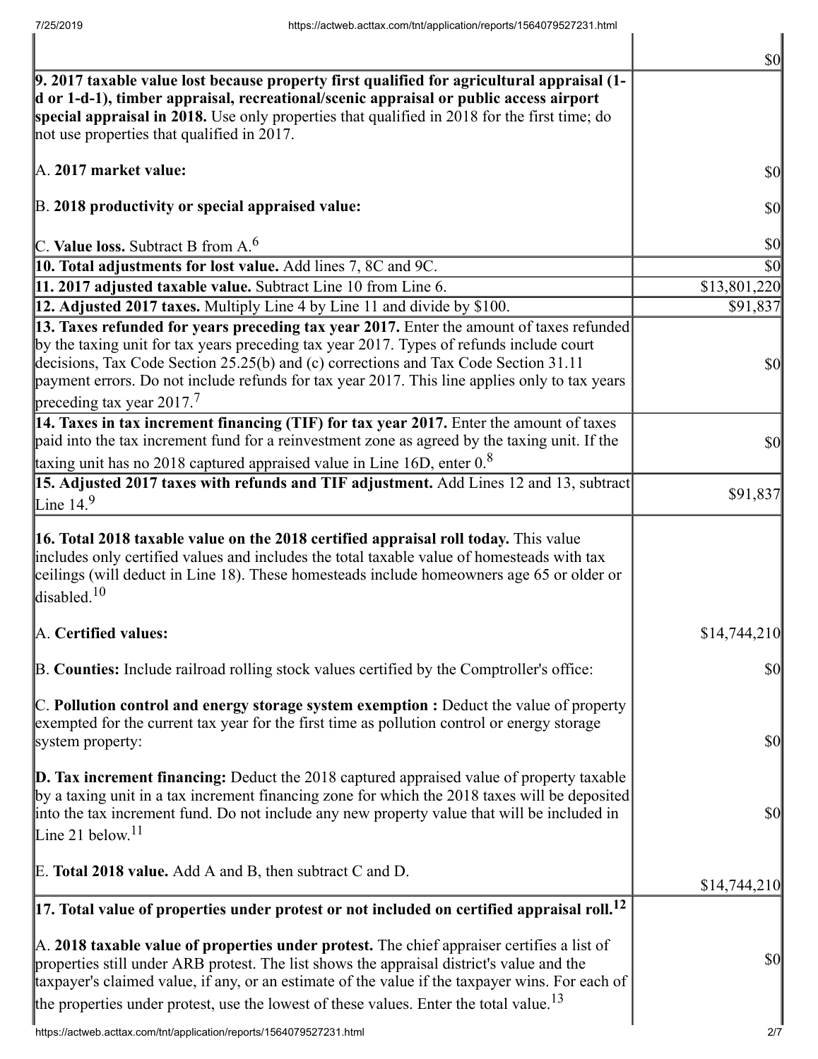| | |
|---|---|
| | $0 |
| **9. 2017 taxable value lost because property first qualified for agricultural appraisal (1-d or 1-d-1), timber appraisal, recreational/scenic appraisal or public access airport special appraisal in 2018.** Use only properties that qualified in 2018 for the first time; do not use properties that qualified in 2017.<br><br>A. **2017 market value:**<br><br>B. **2018 productivity or special appraised value:**<br><br>C. **Value loss.** Subtract B from A.[6] | <br><br><br><br>$0<br><br>$0<br><br>$0 |
| **10. Total adjustments for lost value.** Add lines 7, 8C and 9C. | $0 |
| **11. 2017 adjusted taxable value.** Subtract Line 10 from Line 6. | $13,801,220 |
| **12. Adjusted 2017 taxes.** Multiply Line 4 by Line 11 and divide by $100. | $91,837 |
| **13. Taxes refunded for years preceding tax year 2017.** Enter the amount of taxes refunded by the taxing unit for tax years preceding tax year 2017. Types of refunds include court decisions, Tax Code Section 25.25(b) and (c) corrections and Tax Code Section 31.11 payment errors. Do not include refunds for tax year 2017. This line applies only to tax years preceding tax year 2017.[7] | $0 |
| **14. Taxes in tax increment financing (TIF) for tax year 2017.** Enter the amount of taxes paid into the tax increment fund for a reinvestment zone as agreed by the taxing unit. If the taxing unit has no 2018 captured appraised value in Line 16D, enter 0.[8] | $0 |
| **15. Adjusted 2017 taxes with refunds and TIF adjustment.** Add Lines 12 and 13, subtract Line 14.[9] | $91,837 |
| **16. Total 2018 taxable value on the 2018 certified appraisal roll today.** This value includes only certified values and includes the total taxable value of homesteads with tax ceilings (will deduct in Line 18). These homesteads include homeowners age 65 or older or disabled.[10]<br><br>A. **Certified values:**<br><br>B. **Counties:** Include railroad rolling stock values certified by the Comptroller's office:<br><br>C. **Pollution control and energy storage system exemption :** Deduct the value of property exempted for the current tax year for the first time as pollution control or energy storage system property:<br><br>**D. Tax increment financing:** Deduct the 2018 captured appraised value of property taxable by a taxing unit in a tax increment financing zone for which the 2018 taxes will be deposited into the tax increment fund. Do not include any new property value that will be included in Line 21 below.[11]<br><br>E. **Total 2018 value.** Add A and B, then subtract C and D. | <br><br><br><br>$14,744,210<br><br>$0<br><br>$0<br><br>$0<br><br>$14,744,210 |
| **17. Total value of properties under protest or not included on certified appraisal roll.[12]**<br><br>A. **2018 taxable value of properties under protest.** The chief appraiser certifies a list of properties still under ARB protest. The list shows the appraisal district's value and the taxpayer's claimed value, if any, or an estimate of the value if the taxpayer wins. For each of the properties under protest, use the lowest of these values. Enter the total value.[13] | <br><br><br>$0 |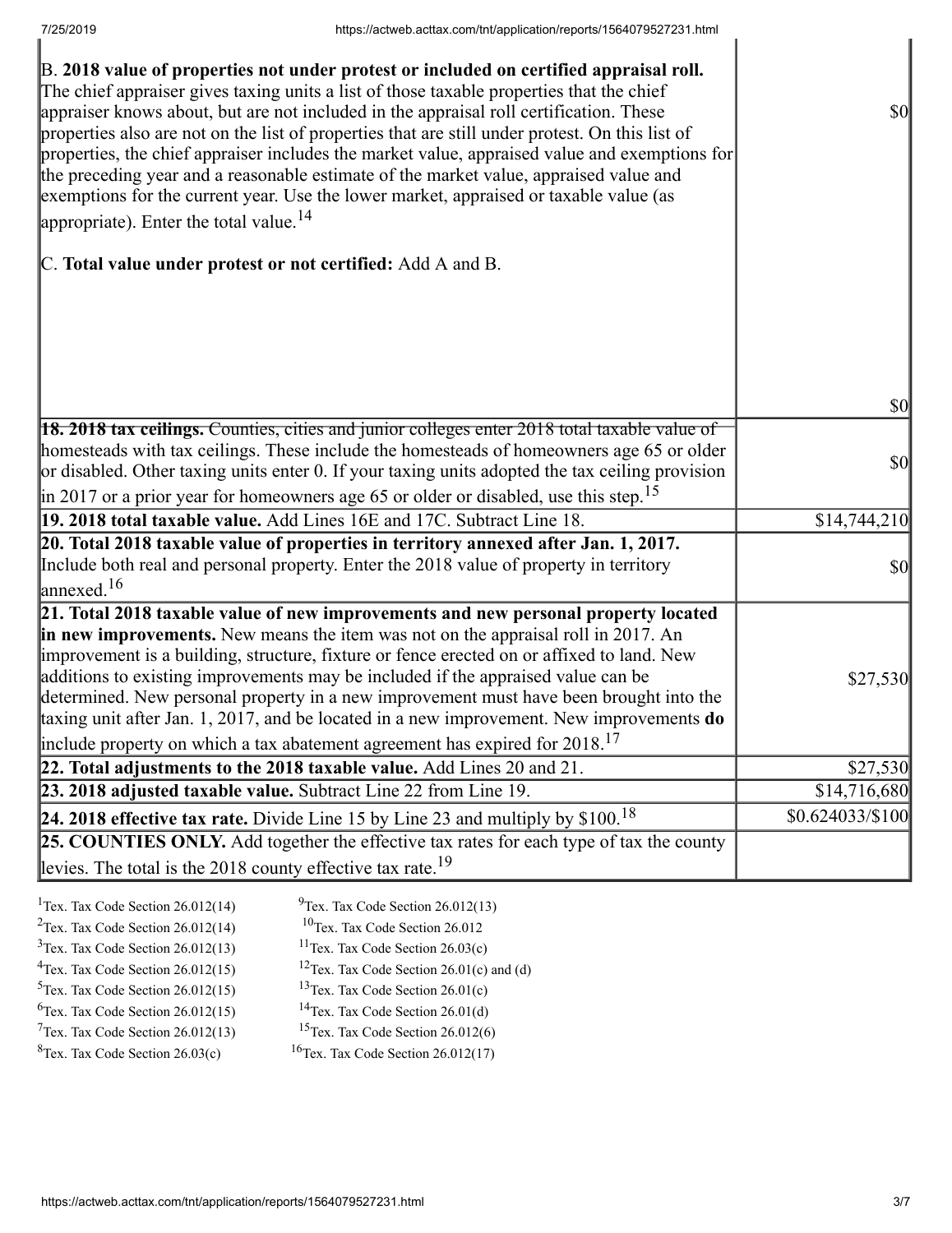| | |
|---|---|
| B. **2018 value of properties not under protest or included on certified appraisal roll.** The chief appraiser gives taxing units a list of those taxable properties that the chief appraiser knows about, but are not included in the appraisal roll certification. These properties also are not on the list of properties that are still under protest. On this list of properties, the chief appraiser includes the market value, appraised value and exemptions for the preceding year and a reasonable estimate of the market value, appraised value and exemptions for the current year. Use the lower market, appraised or taxable value (as appropriate). Enter the total value.[14] | $0 |
| C. **Total value under protest or not certified:** Add A and B. | $0 |
| **18. 2018 tax ceilings.** Counties, cities and junior colleges enter 2018 total taxable value of homesteads with tax ceilings. These include the homesteads of homeowners age 65 or older or disabled. Other taxing units enter 0. If your taxing units adopted the tax ceiling provision in 2017 or a prior year for homeowners age 65 or older or disabled, use this step.[15] | $0 |
| **19. 2018 total taxable value.** Add Lines 16E and 17C. Subtract Line 18. | $14,744,210 |
| **20. Total 2018 taxable value of properties in territory annexed after Jan. 1, 2017.** Include both real and personal property. Enter the 2018 value of property in territory annexed.[16] | $0 |
| **21. Total 2018 taxable value of new improvements and new personal property located in new improvements.** New means the item was not on the appraisal roll in 2017. An improvement is a building, structure, fixture or fence erected on or affixed to land. New additions to existing improvements may be included if the appraised value can be determined. New personal property in a new improvement must have been brought into the taxing unit after Jan. 1, 2017, and be located in a new improvement. New improvements **do** include property on which a tax abatement agreement has expired for 2018.[17] | $27,530 |
| **22. Total adjustments to the 2018 taxable value.** Add Lines 20 and 21. | $27,530 |
| **23. 2018 adjusted taxable value.** Subtract Line 22 from Line 19. | $14,716,680 |
| **24. 2018 effective tax rate.** Divide Line 15 by Line 23 and multiply by $100.[18] | $0.624033/$100 |
| **25. COUNTIES ONLY.** Add together the effective tax rates for each type of tax the county levies. The total is the 2018 county effective tax rate.[19] | |

[1]Tex. Tax Code Section 26.012(14)
[2]Tex. Tax Code Section 26.012(14)
[3]Tex. Tax Code Section 26.012(13)
[4]Tex. Tax Code Section 26.012(15)
[5]Tex. Tax Code Section 26.012(15)
[6]Tex. Tax Code Section 26.012(15)
[7]Tex. Tax Code Section 26.012(13)
[8]Tex. Tax Code Section 26.03(c)
[9]Tex. Tax Code Section 26.012(13)
[10]Tex. Tax Code Section 26.012
[11]Tex. Tax Code Section 26.03(c)
[12]Tex. Tax Code Section 26.01(c) and (d)
[13]Tex. Tax Code Section 26.01(c)
[14]Tex. Tax Code Section 26.01(d)
[15]Tex. Tax Code Section 26.012(6)
[16]Tex. Tax Code Section 26.012(17)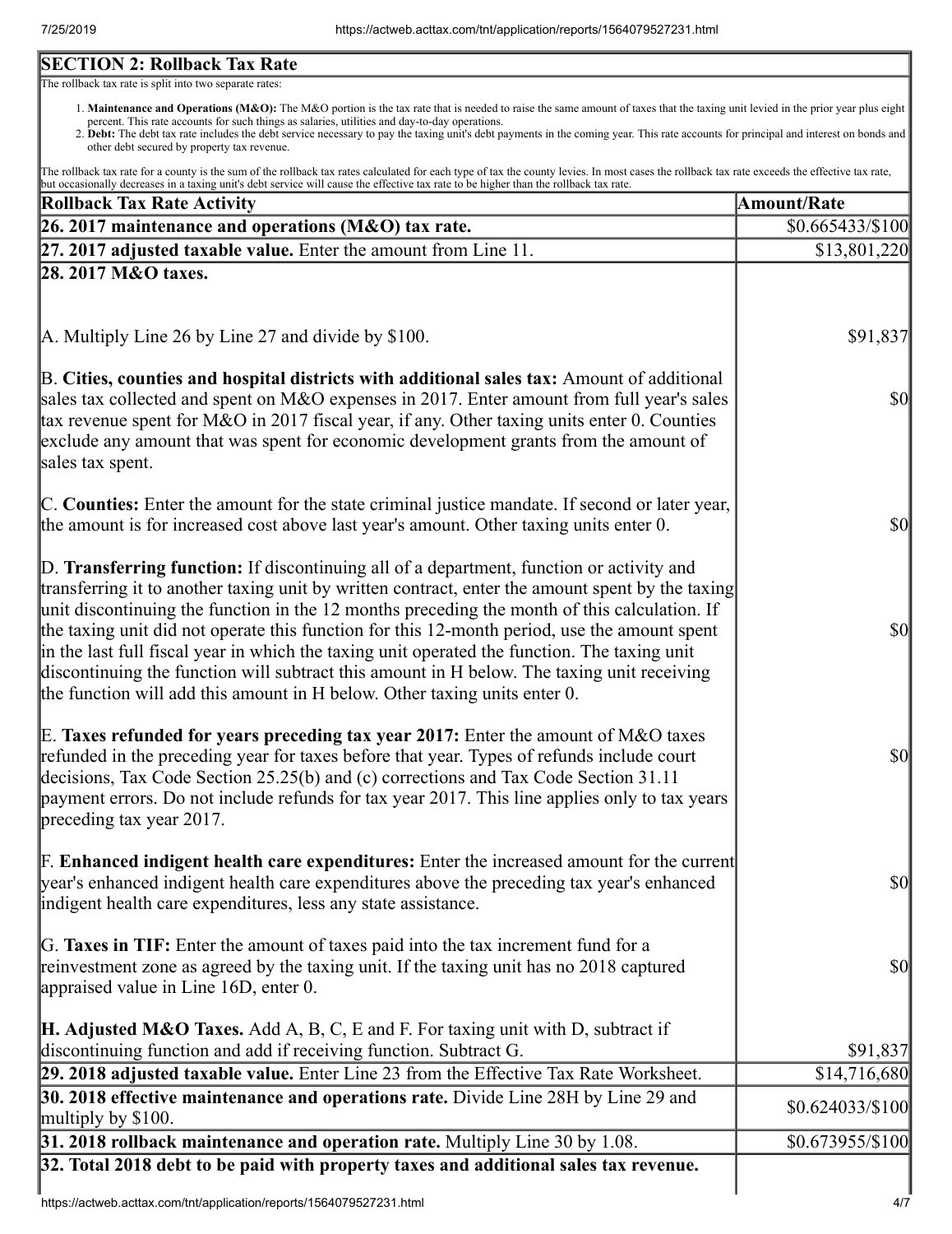## SECTION 2: Rollback Tax Rate

The rollback tax rate is split into two separate rates:

1. **Maintenance and Operations (M&O):** The M&O portion is the tax rate that is needed to raise the same amount of taxes that the taxing unit levied in the prior year plus eight percent. This rate accounts for such things as salaries, utilities and day-to-day operations.
2. **Debt:** The debt tax rate includes the debt service necessary to pay the taxing unit's debt payments in the coming year. This rate accounts for principal and interest on bonds and other debt secured by property tax revenue.

The rollback tax rate for a county is the sum of the rollback tax rates calculated for each type of tax the county levies. In most cases the rollback tax rate exceeds the effective tax rate, but occasionally decreases in a taxing unit's debt service will cause the effective tax rate to be higher than the rollback tax rate.

| Rollback Tax Rate Activity | Amount/Rate |
|---|---|
| **26. 2017 maintenance and operations (M&O) tax rate.** | $0.665433/$100 |
| **27. 2017 adjusted taxable value.** Enter the amount from Line 11. | $13,801,220 |
| **28. 2017 M&O taxes.** | |
| A. Multiply Line 26 by Line 27 and divide by $100. | $91,837 |
| B. **Cities, counties and hospital districts with additional sales tax:** Amount of additional sales tax collected and spent on M&O expenses in 2017. Enter amount from full year's sales tax revenue spent for M&O in 2017 fiscal year, if any. Other taxing units enter 0. Counties exclude any amount that was spent for economic development grants from the amount of sales tax spent. | $0 |
| C. **Counties:** Enter the amount for the state criminal justice mandate. If second or later year, the amount is for increased cost above last year's amount. Other taxing units enter 0. | $0 |
| D. **Transferring function:** If discontinuing all of a department, function or activity and transferring it to another taxing unit by written contract, enter the amount spent by the taxing unit discontinuing the function in the 12 months preceding the month of this calculation. If the taxing unit did not operate this function for this 12-month period, use the amount spent in the last full fiscal year in which the taxing unit operated the function. The taxing unit discontinuing the function will subtract this amount in H below. The taxing unit receiving the function will add this amount in H below. Other taxing units enter 0. | $0 |
| E. **Taxes refunded for years preceding tax year 2017:** Enter the amount of M&O taxes refunded in the preceding year for taxes before that year. Types of refunds include court decisions, Tax Code Section 25.25(b) and (c) corrections and Tax Code Section 31.11 payment errors. Do not include refunds for tax year 2017. This line applies only to tax years preceding tax year 2017. | $0 |
| F. **Enhanced indigent health care expenditures:** Enter the increased amount for the current year's enhanced indigent health care expenditures above the preceding tax year's enhanced indigent health care expenditures, less any state assistance. | $0 |
| G. **Taxes in TIF:** Enter the amount of taxes paid into the tax increment fund for a reinvestment zone as agreed by the taxing unit. If the taxing unit has no 2018 captured appraised value in Line 16D, enter 0. | $0 |
| **H. Adjusted M&O Taxes.** Add A, B, C, E and F. For taxing unit with D, subtract if discontinuing function and add if receiving function. Subtract G. | $91,837 |
| **29. 2018 adjusted taxable value.** Enter Line 23 from the Effective Tax Rate Worksheet. | $14,716,680 |
| **30. 2018 effective maintenance and operations rate.** Divide Line 28H by Line 29 and multiply by $100. | $0.624033/$100 |
| **31. 2018 rollback maintenance and operation rate.** Multiply Line 30 by 1.08. | $0.673955/$100 |
| **32. Total 2018 debt to be paid with property taxes and additional sales tax revenue.** | |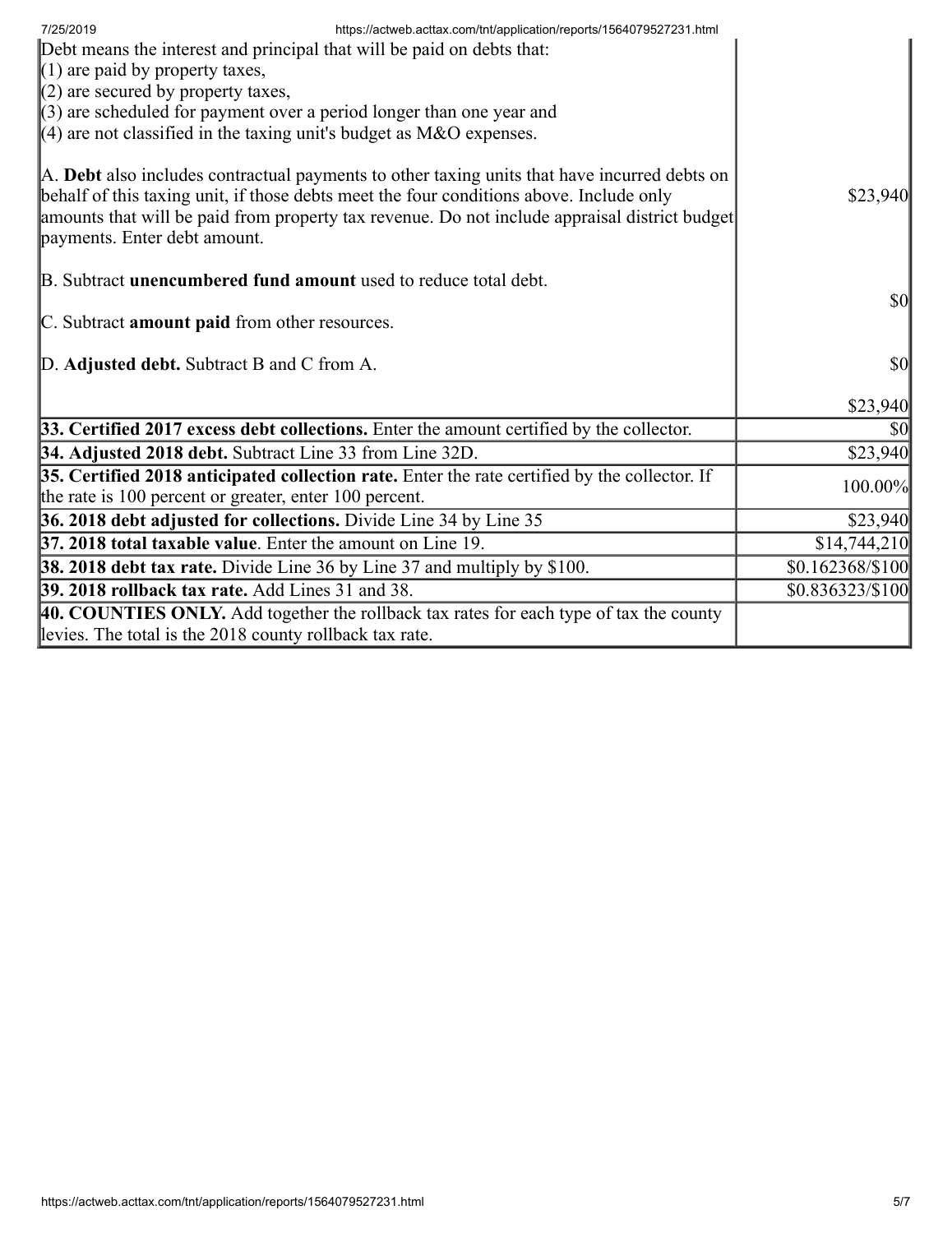| | |
|---|---|
| Debt means the interest and principal that will be paid on debts that:<br>(1) are paid by property taxes,<br>(2) are secured by property taxes,<br>(3) are scheduled for payment over a period longer than one year and<br>(4) are not classified in the taxing unit's budget as M&O expenses.<br><br>A. **Debt** also includes contractual payments to other taxing units that have incurred debts on behalf of this taxing unit, if those debts meet the four conditions above. Include only amounts that will be paid from property tax revenue. Do not include appraisal district budget payments. Enter debt amount.<br><br>B. Subtract **unencumbered fund amount** used to reduce total debt.<br><br>C. Subtract **amount paid** from other resources.<br><br>D. **Adjusted debt.** Subtract B and C from A. | $23,940<br><br>$0<br><br>$0<br><br>$23,940 |
| **33. Certified 2017 excess debt collections.** Enter the amount certified by the collector. | $0 |
| **34. Adjusted 2018 debt.** Subtract Line 33 from Line 32D. | $23,940 |
| **35. Certified 2018 anticipated collection rate.** Enter the rate certified by the collector. If the rate is 100 percent or greater, enter 100 percent. | 100.00% |
| **36. 2018 debt adjusted for collections.** Divide Line 34 by Line 35 | $23,940 |
| **37. 2018 total taxable value**. Enter the amount on Line 19. | $14,744,210 |
| **38. 2018 debt tax rate.** Divide Line 36 by Line 37 and multiply by $100. | $0.162368/$100 |
| **39. 2018 rollback tax rate.** Add Lines 31 and 38. | $0.836323/$100 |
| **40. COUNTIES ONLY.** Add together the rollback tax rates for each type of tax the county levies. The total is the 2018 county rollback tax rate. | |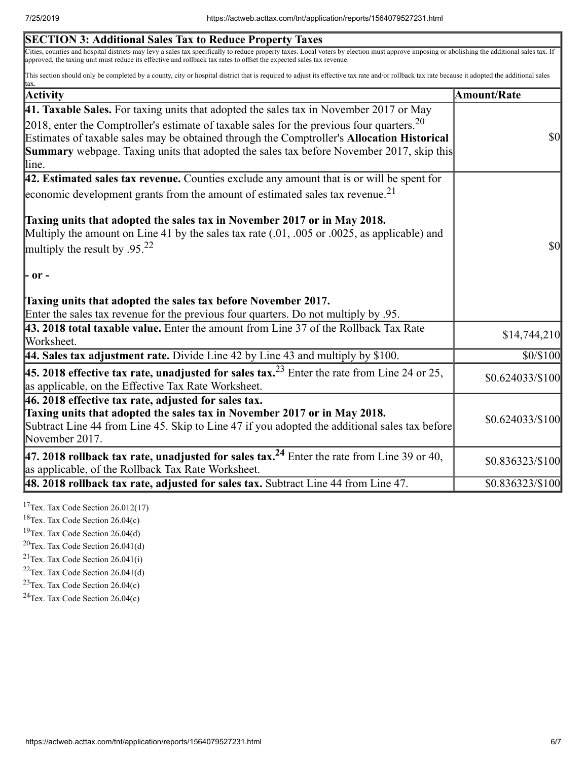| SECTION 3: Additional Sales Tax to Reduce Property Taxes | |
|---|---|
| Cities, counties and hospital districts may levy a sales tax specifically to reduce property taxes. Local voters by election must approve imposing or abolishing the additional sales tax. If approved, the taxing unit must reduce its effective and rollback tax rates to offset the expected sales tax revenue.<br><br>This section should only be completed by a county, city or hospital district that is required to adjust its effective tax rate and/or rollback tax rate because it adopted the additional sales tax. | |
| **Activity** | **Amount/Rate** |
| **41. Taxable Sales.** For taxing units that adopted the sales tax in November 2017 or May 2018, enter the Comptroller's estimate of taxable sales for the previous four quarters.[20] Estimates of taxable sales may be obtained through the Comptroller's **Allocation Historical Summary** webpage. Taxing units that adopted the sales tax before November 2017, skip this line. | $0 |
| **42. Estimated sales tax revenue.** Counties exclude any amount that is or will be spent for economic development grants from the amount of estimated sales tax revenue.[21]<br><br>**Taxing units that adopted the sales tax in November 2017 or in May 2018.** Multiply the amount on Line 41 by the sales tax rate (.01, .005 or .0025, as applicable) and multiply the result by .95.[22]<br><br>**- or -**<br><br>**Taxing units that adopted the sales tax before November 2017.** Enter the sales tax revenue for the previous four quarters. Do not multiply by .95. | $0 |
| **43. 2018 total taxable value.** Enter the amount from Line 37 of the Rollback Tax Rate Worksheet. | $14,744,210 |
| **44. Sales tax adjustment rate.** Divide Line 42 by Line 43 and multiply by $100. | $0/$100 |
| **45. 2018 effective tax rate, unadjusted for sales tax.**[23] Enter the rate from Line 24 or 25, as applicable, on the Effective Tax Rate Worksheet. | $0.624033/$100 |
| **46. 2018 effective tax rate, adjusted for sales tax.**<br>**Taxing units that adopted the sales tax in November 2017 or in May 2018.** Subtract Line 44 from Line 45. Skip to Line 47 if you adopted the additional sales tax before November 2017. | $0.624033/$100 |
| **47. 2018 rollback tax rate, unadjusted for sales tax.**[24] Enter the rate from Line 39 or 40, as applicable, of the Rollback Tax Rate Worksheet. | $0.836323/$100 |
| **48. 2018 rollback tax rate, adjusted for sales tax.** Subtract Line 44 from Line 47. | $0.836323/$100 |

[17] Tex. Tax Code Section 26.012(17)

[18] Tex. Tax Code Section 26.04(c)

[19] Tex. Tax Code Section 26.04(d)

[20] Tex. Tax Code Section 26.041(d)

[21] Tex. Tax Code Section 26.041(i)

[22] Tex. Tax Code Section 26.041(d)

[23] Tex. Tax Code Section 26.04(c)

[24] Tex. Tax Code Section 26.04(c)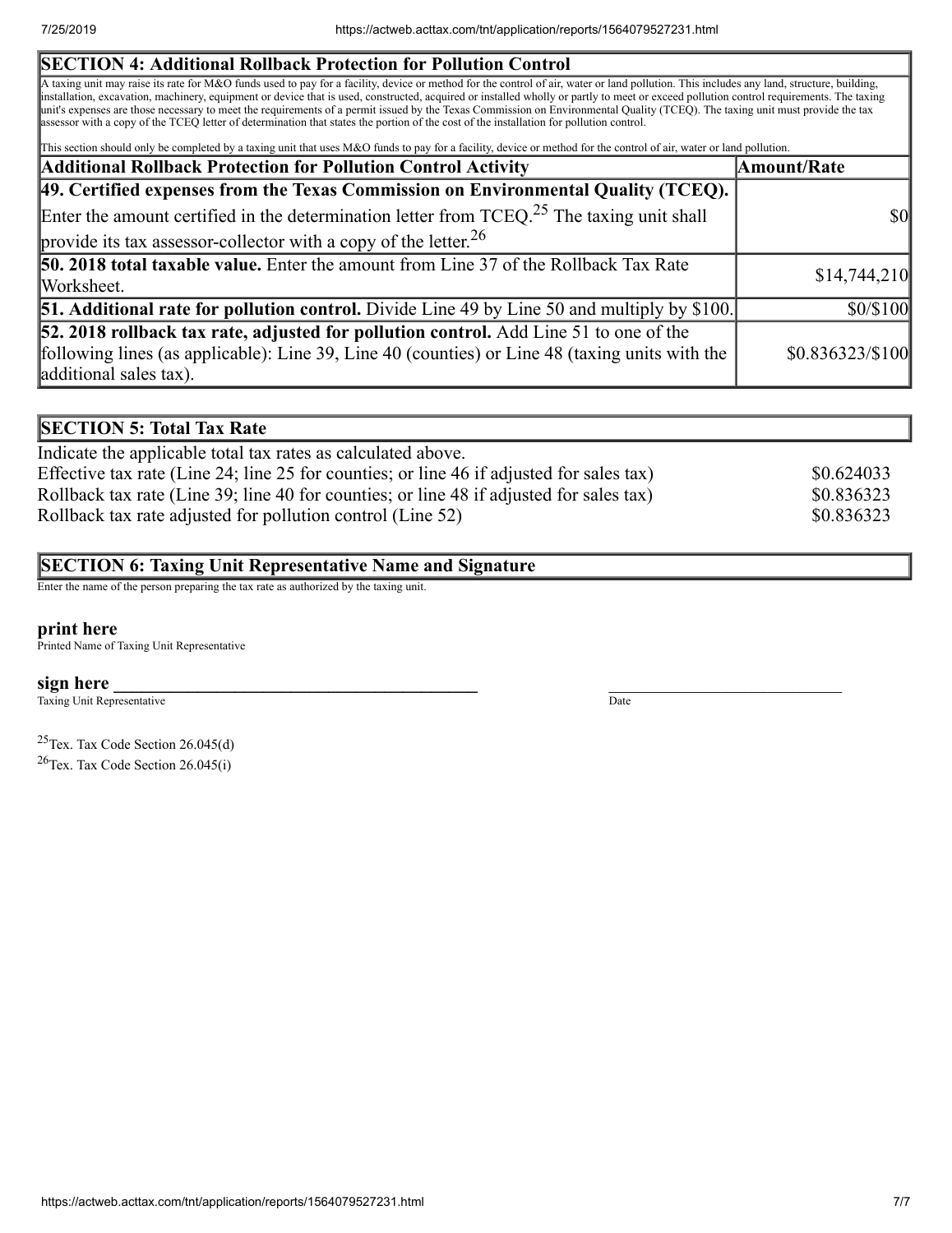## SECTION 4: Additional Rollback Protection for Pollution Control

A taxing unit may raise its rate for M&O funds used to pay for a facility, device or method for the control of air, water or land pollution. This includes any land, structure, building, installation, excavation, machinery, equipment or device that is used, constructed, acquired or installed wholly or partly to meet or exceed pollution control requirements. The taxing unit's expenses are those necessary to meet the requirements of a permit issued by the Texas Commission on Environmental Quality (TCEQ). The taxing unit must provide the tax assessor with a copy of the TCEQ letter of determination that states the portion of the cost of the installation for pollution control.

This section should only be completed by a taxing unit that uses M&O funds to pay for a facility, device or method for the control of air, water or land pollution.

| Additional Rollback Protection for Pollution Control Activity | Amount/Rate |
|---|---|
| **49. Certified expenses from the Texas Commission on Environmental Quality (TCEQ).** Enter the amount certified in the determination letter from TCEQ.[25] The taxing unit shall provide its tax assessor-collector with a copy of the letter.[26] | $0 |
| **50. 2018 total taxable value.** Enter the amount from Line 37 of the Rollback Tax Rate Worksheet. | $14,744,210 |
| **51. Additional rate for pollution control.** Divide Line 49 by Line 50 and multiply by $100. | $0/$100 |
| **52. 2018 rollback tax rate, adjusted for pollution control.** Add Line 51 to one of the following lines (as applicable): Line 39, Line 40 (counties) or Line 48 (taxing units with the additional sales tax). | $0.836323/$100 |

## SECTION 5: Total Tax Rate

Indicate the applicable total tax rates as calculated above.

| | |
|---|---|
| Effective tax rate (Line 24; line 25 for counties; or line 46 if adjusted for sales tax) | $0.624033 |
| Rollback tax rate (Line 39; line 40 for counties; or line 48 if adjusted for sales tax) | $0.836323 |
| Rollback tax rate adjusted for pollution control (Line 52) | $0.836323 |

## SECTION 6: Taxing Unit Representative Name and Signature

Enter the name of the person preparing the tax rate as authorized by the taxing unit.

**print here**
Printed Name of Taxing Unit Representative

**sign here** ________________________________________ ____________________________
Taxing Unit Representative Date

[25] Tex. Tax Code Section 26.045(d)
[26] Tex. Tax Code Section 26.045(i)